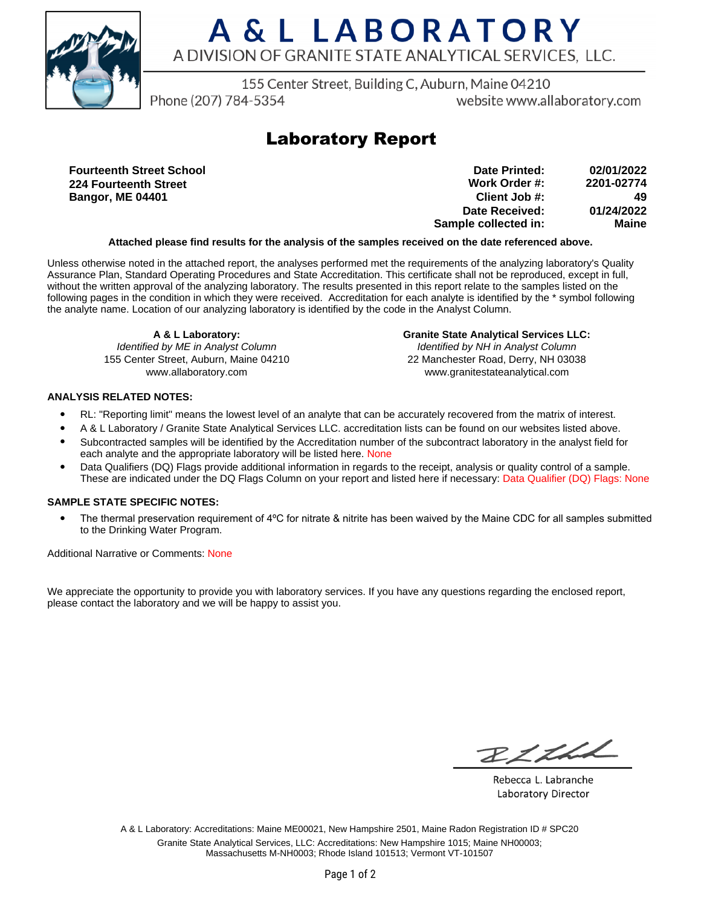# A & L LABORATORY

A DIVISION OF GRANITE STATE ANALYTICAL SERVICES, LLC.

155 Center Street, Building C, Auburn, Maine 04210

Phone (207) 784-5354 website www.allaboratory.com

## Laboratory Report

**Fourteenth Street School**
**224 Fourteenth Street**
**Bangor, ME 04401**

| | |
|---|---|
| **Date Printed:** | **02/01/2022** |
| **Work Order #:** | **2201-02774** |
| **Client Job #:** | **49** |
| **Date Received:** | **01/24/2022** |
| **Sample collected in:** | **Maine** |

**Attached please find results for the analysis of the samples received on the date referenced above.**

Unless otherwise noted in the attached report, the analyses performed met the requirements of the analyzing laboratory's Quality Assurance Plan, Standard Operating Procedures and State Accreditation. This certificate shall not be reproduced, except in full, without the written approval of the analyzing laboratory. The results presented in this report relate to the samples listed on the following pages in the condition in which they were received. Accreditation for each analyte is identified by the * symbol following the analyte name. Location of our analyzing laboratory is identified by the code in the Analyst Column.

**A & L Laboratory:**
*Identified by ME in Analyst Column*
155 Center Street, Auburn, Maine 04210
www.allaboratory.com

**Granite State Analytical Services LLC:**
*Identified by NH in Analyst Column*
22 Manchester Road, Derry, NH 03038
www.granitestateanalytical.com

**ANALYSIS RELATED NOTES:**

- RL: "Reporting limit" means the lowest level of an analyte that can be accurately recovered from the matrix of interest.
- A & L Laboratory / Granite State Analytical Services LLC. accreditation lists can be found on our websites listed above.
- Subcontracted samples will be identified by the Accreditation number of the subcontract laboratory in the analyst field for each analyte and the appropriate laboratory will be listed here. None
- Data Qualifiers (DQ) Flags provide additional information in regards to the receipt, analysis or quality control of a sample. These are indicated under the DQ Flags Column on your report and listed here if necessary: Data Qualifier (DQ) Flags: None

**SAMPLE STATE SPECIFIC NOTES:**

- The thermal preservation requirement of 4ºC for nitrate & nitrite has been waived by the Maine CDC for all samples submitted to the Drinking Water Program.

Additional Narrative or Comments: None

We appreciate the opportunity to provide you with laboratory services. If you have any questions regarding the enclosed report, please contact the laboratory and we will be happy to assist you.

Rebecca L. Labranche
Laboratory Director

A & L Laboratory: Accreditations: Maine ME00021, New Hampshire 2501, Maine Radon Registration ID # SPC20
Granite State Analytical Services, LLC: Accreditations: New Hampshire 1015; Maine NH00003; Massachusetts M-NH0003; Rhode Island 101513; Vermont VT-101507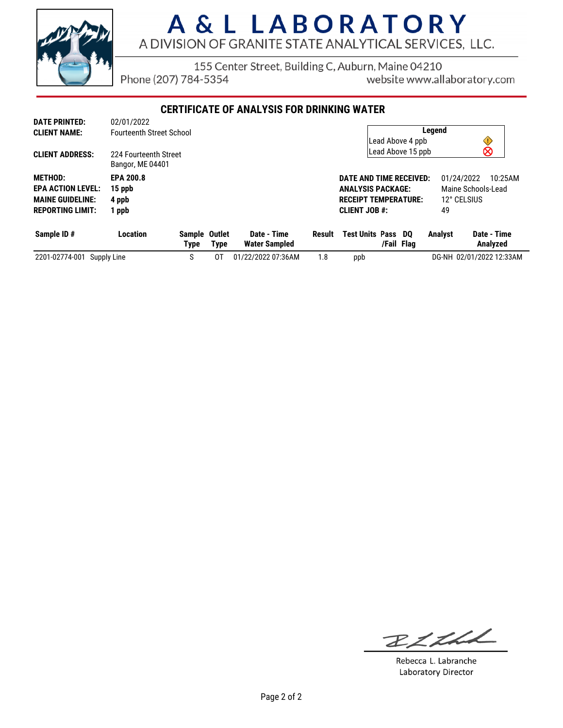# A & L LABORATORY

A DIVISION OF GRANITE STATE ANALYTICAL SERVICES, LLC.

155 Center Street, Building C, Auburn, Maine 04210

Phone (207) 784-5354 website www.allaboratory.com

## CERTIFICATE OF ANALYSIS FOR DRINKING WATER

**DATE PRINTED:** 02/01/2022

**CLIENT NAME:** Fourteenth Street School

**CLIENT ADDRESS:** 224 Fourteenth Street
Bangor, ME 04401

| Legend | |
|---|---|
| Lead Above 4 ppb | ⚠ |
| Lead Above 15 ppb | ⊗ |

**METHOD:** **EPA 200.8**

**EPA ACTION LEVEL:** **15 ppb**

**MAINE GUIDELINE:** **4 ppb**

**REPORTING LIMIT:** **1 ppb**

**DATE AND TIME RECEIVED:** 01/24/2022 10:25AM

**ANALYSIS PACKAGE:** Maine Schools-Lead

**RECEIPT TEMPERATURE:** 12° CELSIUS

**CLIENT JOB #:** 49

| Sample ID # | Location | Sample Type | Outlet Type | Date - Time Water Sampled | Result | Test Units | Pass /Fail | DQ Flag | Analyst | Date - Time Analyzed |
|---|---|---|---|---|---|---|---|---|---|---|
| 2201-02774-001 | Supply Line | S | OT | 01/22/2022 07:36AM | 1.8 | ppb | | | DG-NH | 02/01/2022 12:33AM |

Rebecca L. Labranche
Laboratory Director